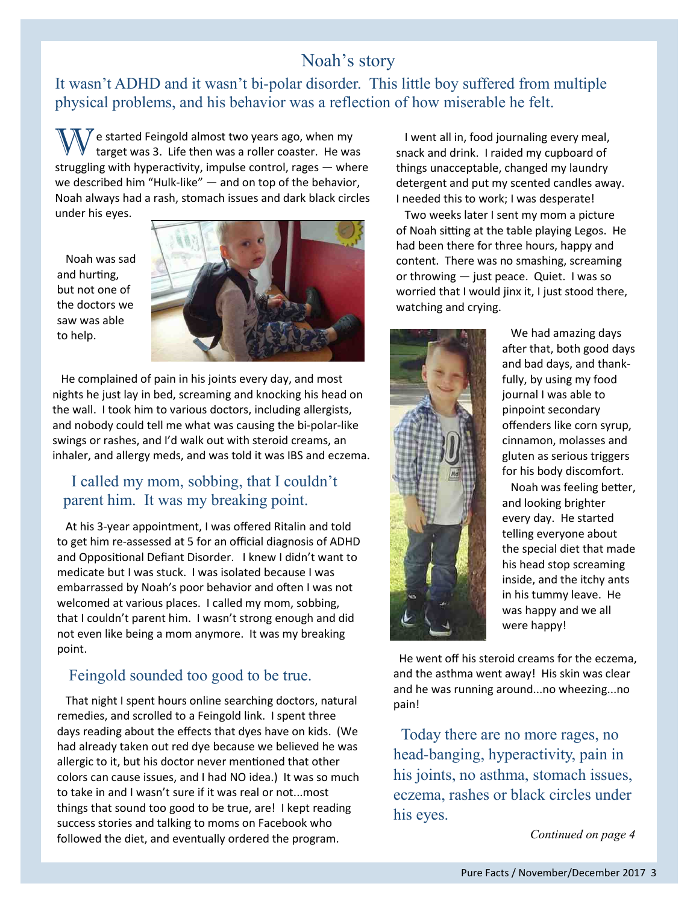# Noah's story

## It wasn't ADHD and it wasn't bi-polar disorder. This little boy suffered from multiple physical problems, and his behavior was a reflection of how miserable he felt.

We started Feingold almost two years ago, when my target was 3. Life then was a roller coaster. He was struggling with hyperactivity, impulse control, rages — where we described him "Hulk-like" — and on top of the behavior, Noah always had a rash, stomach issues and dark black circles under his eyes.

Noah was sad and hurting, but not one of the doctors we saw was able to help.

He complained of pain in his joints every day, and most nights he just lay in bed, screaming and knocking his head on the wall. I took him to various doctors, including allergists, and nobody could tell me what was causing the bi-polar-like swings or rashes, and I'd walk out with steroid creams, an inhaler, and allergy meds, and was told it was IBS and eczema.

### I called my mom, sobbing, that I couldn't parent him. It was my breaking point.

At his 3-year appointment, I was offered Ritalin and told to get him re-assessed at 5 for an official diagnosis of ADHD and Oppositional Defiant Disorder. I knew I didn't want to medicate but I was stuck. I was isolated because I was embarrassed by Noah's poor behavior and often I was not welcomed at various places. I called my mom, sobbing, that I couldn't parent him. I wasn't strong enough and did not even like being a mom anymore. It was my breaking point.

### Feingold sounded too good to be true.

That night I spent hours online searching doctors, natural remedies, and scrolled to a Feingold link. I spent three days reading about the effects that dyes have on kids. (We had already taken out red dye because we believed he was allergic to it, but his doctor never mentioned that other colors can cause issues, and I had NO idea.) It was so much to take in and I wasn't sure if it was real or not...most things that sound too good to be true, are! I kept reading success stories and talking to moms on Facebook who followed the diet, and eventually ordered the program.

I went all in, food journaling every meal, snack and drink. I raided my cupboard of things unacceptable, changed my laundry detergent and put my scented candles away. I needed this to work; I was desperate!

Two weeks later I sent my mom a picture of Noah sitting at the table playing Legos. He had been there for three hours, happy and content. There was no smashing, screaming or throwing — just peace. Quiet. I was so worried that I would jinx it, I just stood there, watching and crying.

We had amazing days after that, both good days and bad days, and thankfully, by using my food journal I was able to pinpoint secondary offenders like corn syrup, cinnamon, molasses and gluten as serious triggers for his body discomfort.

Noah was feeling better, and looking brighter every day. He started telling everyone about the special diet that made his head stop screaming inside, and the itchy ants in his tummy leave. He was happy and we all were happy!

He went off his steroid creams for the eczema, and the asthma went away! His skin was clear and he was running around...no wheezing...no pain!

### Today there are no more rages, no head-banging, hyperactivity, pain in his joints, no asthma, stomach issues, eczema, rashes or black circles under his eyes.

*Continued on page 4*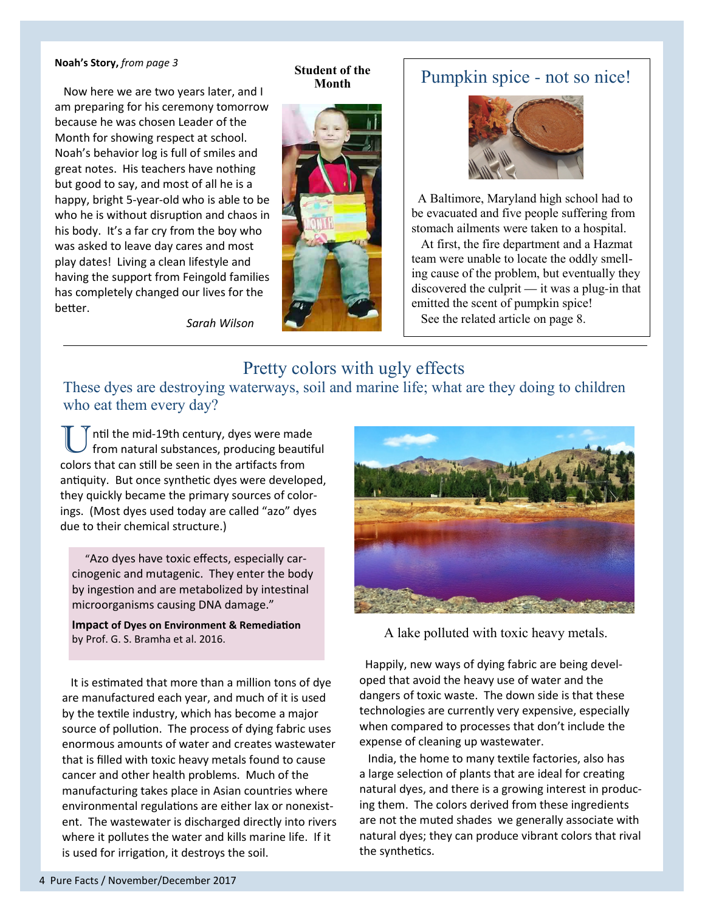**Noah's Story,** *from page 3*

Now here we are two years later, and I am preparing for his ceremony tomorrow because he was chosen Leader of the Month for showing respect at school. Noah's behavior log is full of smiles and great notes. His teachers have nothing but good to say, and most of all he is a happy, bright 5-year-old who is able to be who he is without disruption and chaos in his body. It's a far cry from the boy who was asked to leave day cares and most play dates! Living a clean lifestyle and having the support from Feingold families has completely changed our lives for the better.

*Sarah Wilson*

**Student of the Month**

## Pumpkin spice - not so nice!

A Baltimore, Maryland high school had to be evacuated and five people suffering from stomach ailments were taken to a hospital.

At first, the fire department and a Hazmat team were unable to locate the oddly smelling cause of the problem, but eventually they discovered the culprit — it was a plug-in that emitted the scent of pumpkin spice!

See the related article on page 8.

## Pretty colors with ugly effects

### These dyes are destroying waterways, soil and marine life; what are they doing to children who eat them every day?

Until the mid-19th century, dyes were made from natural substances, producing beautiful colors that can still be seen in the artifacts from antiquity. But once synthetic dyes were developed, they quickly became the primary sources of colorings. (Most dyes used today are called "azo" dyes due to their chemical structure.)

> "Azo dyes have toxic effects, especially carcinogenic and mutagenic. They enter the body by ingestion and are metabolized by intestinal microorganisms causing DNA damage."
>
> **Impact of Dyes on Environment & Remediation** by Prof. G. S. Bramha et al. 2016.

It is estimated that more than a million tons of dye are manufactured each year, and much of it is used by the textile industry, which has become a major source of pollution. The process of dying fabric uses enormous amounts of water and creates wastewater that is filled with toxic heavy metals found to cause cancer and other health problems. Much of the manufacturing takes place in Asian countries where environmental regulations are either lax or nonexistent. The wastewater is discharged directly into rivers where it pollutes the water and kills marine life. If it is used for irrigation, it destroys the soil.

A lake polluted with toxic heavy metals.

Happily, new ways of dying fabric are being developed that avoid the heavy use of water and the dangers of toxic waste. The down side is that these technologies are currently very expensive, especially when compared to processes that don't include the expense of cleaning up wastewater.

India, the home to many textile factories, also has a large selection of plants that are ideal for creating natural dyes, and there is a growing interest in producing them. The colors derived from these ingredients are not the muted shades we generally associate with natural dyes; they can produce vibrant colors that rival the synthetics.